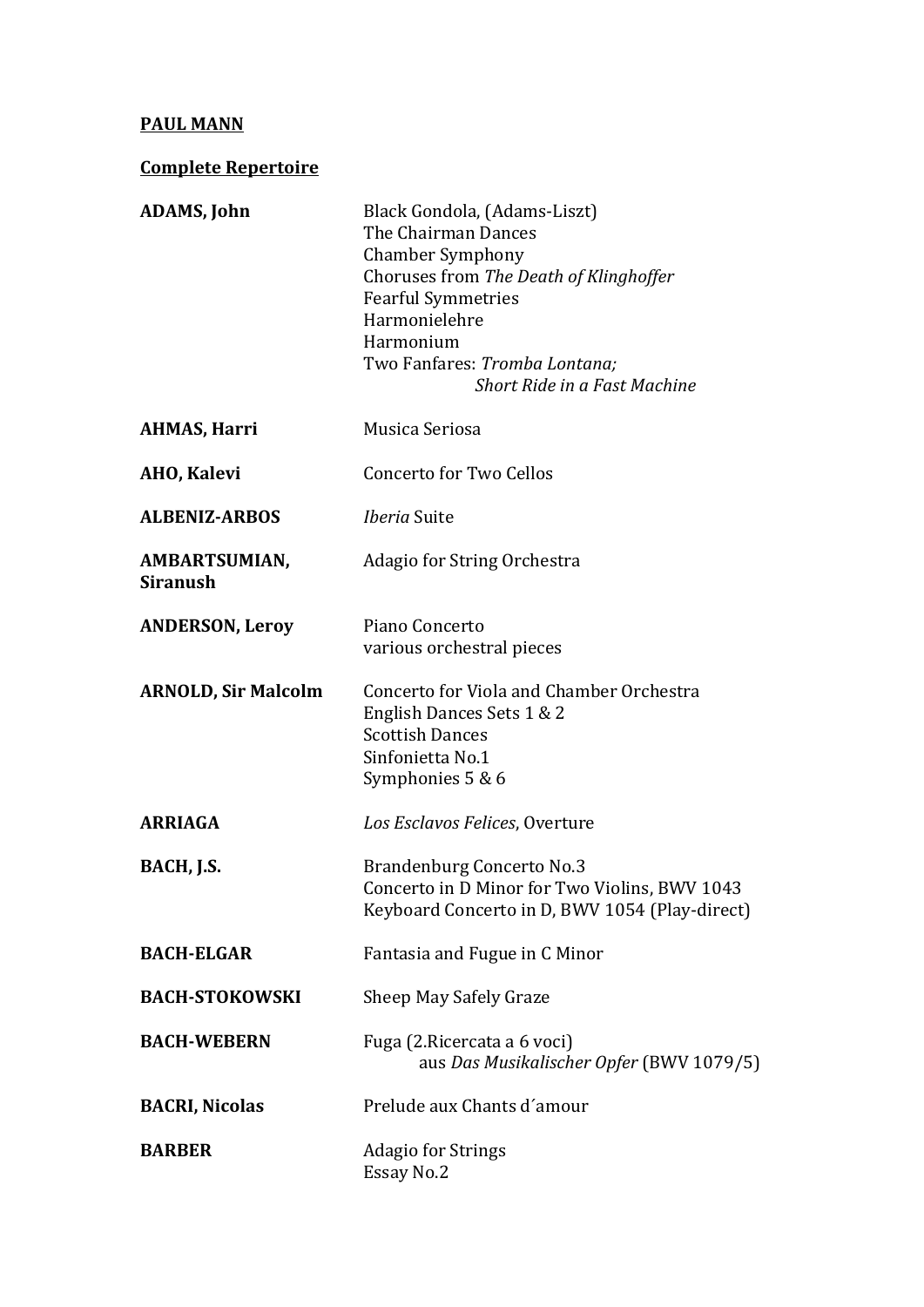**PAUL MANN**

**Complete Repertoire**

| | |
|---|---|
| **ADAMS, John** | Black Gondola, (Adams-Liszt)<br>The Chairman Dances<br>Chamber Symphony<br>Choruses from *The Death of Klinghoffer*<br>Fearful Symmetries<br>Harmonielehre<br>Harmonium<br>Two Fanfares: *Tromba Lontana;*<br>*Short Ride in a Fast Machine* |
| **AHMAS, Harri** | Musica Seriosa |
| **AHO, Kalevi** | Concerto for Two Cellos |
| **ALBENIZ-ARBOS** | *Iberia* Suite |
| **AMBARTSUMIAN, Siranush** | Adagio for String Orchestra |
| **ANDERSON, Leroy** | Piano Concerto<br>various orchestral pieces |
| **ARNOLD, Sir Malcolm** | Concerto for Viola and Chamber Orchestra<br>English Dances Sets 1 & 2<br>Scottish Dances<br>Sinfonietta No.1<br>Symphonies 5 & 6 |
| **ARRIAGA** | *Los Esclavos Felices*, Overture |
| **BACH, J.S.** | Brandenburg Concerto No.3<br>Concerto in D Minor for Two Violins, BWV 1043<br>Keyboard Concerto in D, BWV 1054 (Play-direct) |
| **BACH-ELGAR** | Fantasia and Fugue in C Minor |
| **BACH-STOKOWSKI** | Sheep May Safely Graze |
| **BACH-WEBERN** | Fuga (2.Ricercata a 6 voci)<br>aus *Das Musikalischer Opfer* (BWV 1079/5) |
| **BACRI, Nicolas** | Prelude aux Chants d´amour |
| **BARBER** | Adagio for Strings<br>Essay No.2 |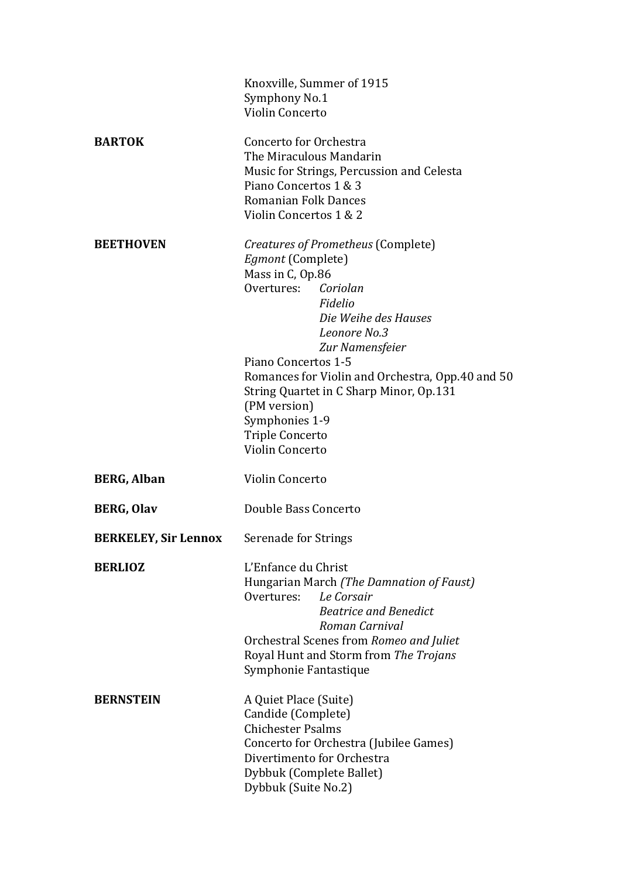Knoxville, Summer of 1915
Symphony No.1
Violin Concerto

**BARTOK**

Concerto for Orchestra
The Miraculous Mandarin
Music for Strings, Percussion and Celesta
Piano Concertos 1 & 3
Romanian Folk Dances
Violin Concertos 1 & 2

**BEETHOVEN**

*Creatures of Prometheus* (Complete)
*Egmont* (Complete)
Mass in C, Op.86
Overtures: *Coriolan*
*Fidelio*
*Die Weihe des Hauses*
*Leonore No.3*
*Zur Namensfeier*
Piano Concertos 1-5
Romances for Violin and Orchestra, Opp.40 and 50
String Quartet in C Sharp Minor, Op.131
(PM version)
Symphonies 1-9
Triple Concerto
Violin Concerto

**BERG, Alban**

Violin Concerto

**BERG, Olav**

Double Bass Concerto

**BERKELEY, Sir Lennox**

Serenade for Strings

**BERLIOZ**

L'Enfance du Christ
Hungarian March *(The Damnation of Faust)*
Overtures: *Le Corsair*
*Beatrice and Benedict*
*Roman Carnival*
Orchestral Scenes from *Romeo and Juliet*
Royal Hunt and Storm from *The Trojans*
Symphonie Fantastique

**BERNSTEIN**

A Quiet Place (Suite)
Candide (Complete)
Chichester Psalms
Concerto for Orchestra (Jubilee Games)
Divertimento for Orchestra
Dybbuk (Complete Ballet)
Dybbuk (Suite No.2)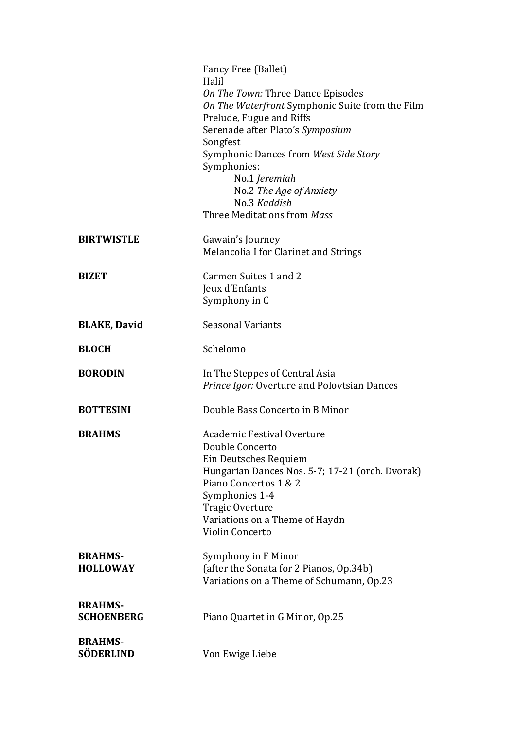Fancy Free (Ballet)
Halil
*On The Town:* Three Dance Episodes
*On The Waterfront* Symphonic Suite from the Film
Prelude, Fugue and Riffs
Serenade after Plato's *Symposium*
Songfest
Symphonic Dances from *West Side Story*
Symphonies:
- No.1 *Jeremiah*
- No.2 *The Age of Anxiety*
- No.3 *Kaddish*

Three Meditations from *Mass*

**BIRTWISTLE**
Gawain's Journey
Melancolia I for Clarinet and Strings

**BIZET**
Carmen Suites 1 and 2
Jeux d'Enfants
Symphony in C

**BLAKE, David**
Seasonal Variants

**BLOCH**
Schelomo

**BORODIN**
In The Steppes of Central Asia
*Prince Igor:* Overture and Polovtsian Dances

**BOTTESINI**
Double Bass Concerto in B Minor

**BRAHMS**
Academic Festival Overture
Double Concerto
Ein Deutsches Requiem
Hungarian Dances Nos. 5-7; 17-21 (orch. Dvorak)
Piano Concertos 1 & 2
Symphonies 1-4
Tragic Overture
Variations on a Theme of Haydn
Violin Concerto

**BRAHMS-HOLLOWAY**
Symphony in F Minor
(after the Sonata for 2 Pianos, Op.34b)
Variations on a Theme of Schumann, Op.23

**BRAHMS-SCHOENBERG**
Piano Quartet in G Minor, Op.25

**BRAHMS-SÖDERLIND**
Von Ewige Liebe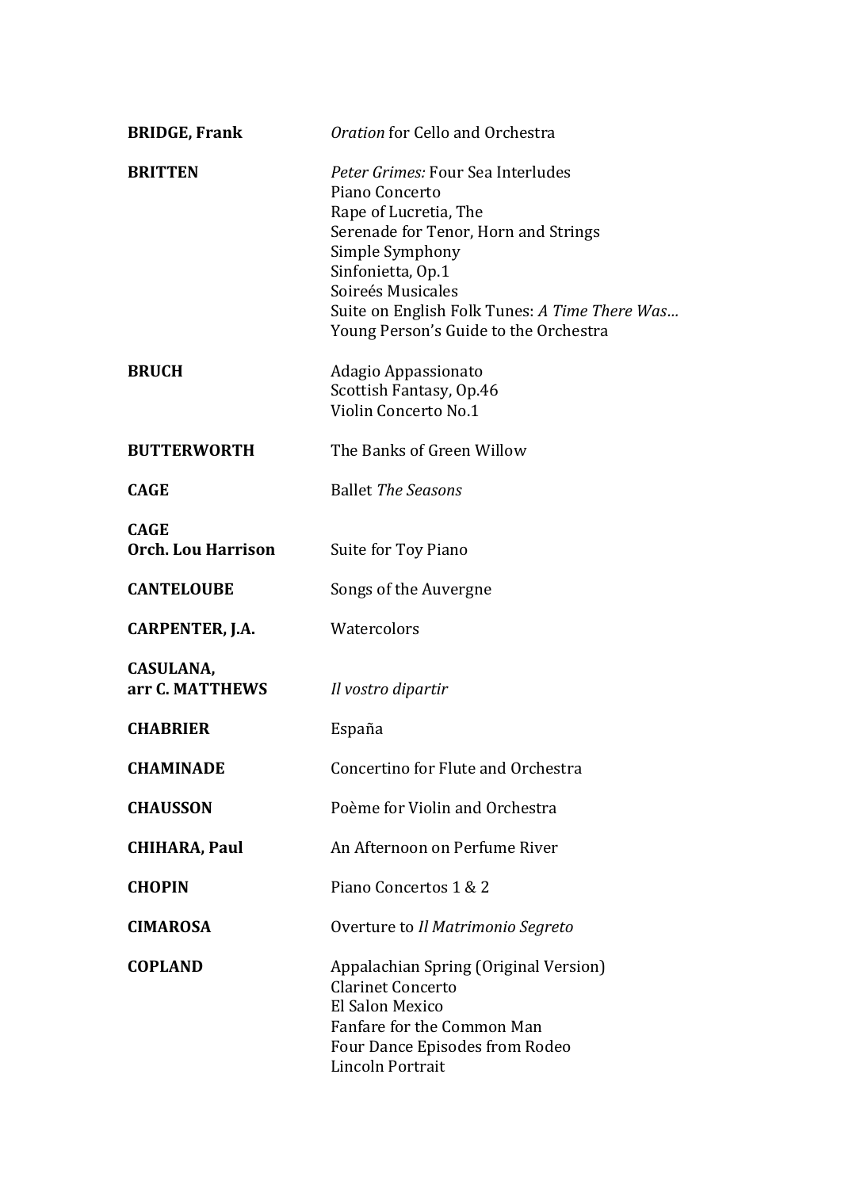**BRIDGE, Frank** — *Oration* for Cello and Orchestra

**BRITTEN**
- *Peter Grimes:* Four Sea Interludes
- Piano Concerto
- Rape of Lucretia, The
- Serenade for Tenor, Horn and Strings
- Simple Symphony
- Sinfonietta, Op.1
- Soireés Musicales
- Suite on English Folk Tunes: *A Time There Was…*
- Young Person's Guide to the Orchestra

**BRUCH**
- Adagio Appassionato
- Scottish Fantasy, Op.46
- Violin Concerto No.1

**BUTTERWORTH** — The Banks of Green Willow

**CAGE** — Ballet *The Seasons*

**CAGE**
**Orch. Lou Harrison** — Suite for Toy Piano

**CANTELOUBE** — Songs of the Auvergne

**CARPENTER, J.A.** — Watercolors

**CASULANA,**
**arr C. MATTHEWS** — *Il vostro dipartir*

**CHABRIER** — España

**CHAMINADE** — Concertino for Flute and Orchestra

**CHAUSSON** — Poème for Violin and Orchestra

**CHIHARA, Paul** — An Afternoon on Perfume River

**CHOPIN** — Piano Concertos 1 & 2

**CIMAROSA** — Overture to *Il Matrimonio Segreto*

**COPLAND**
- Appalachian Spring (Original Version)
- Clarinet Concerto
- El Salon Mexico
- Fanfare for the Common Man
- Four Dance Episodes from Rodeo
- Lincoln Portrait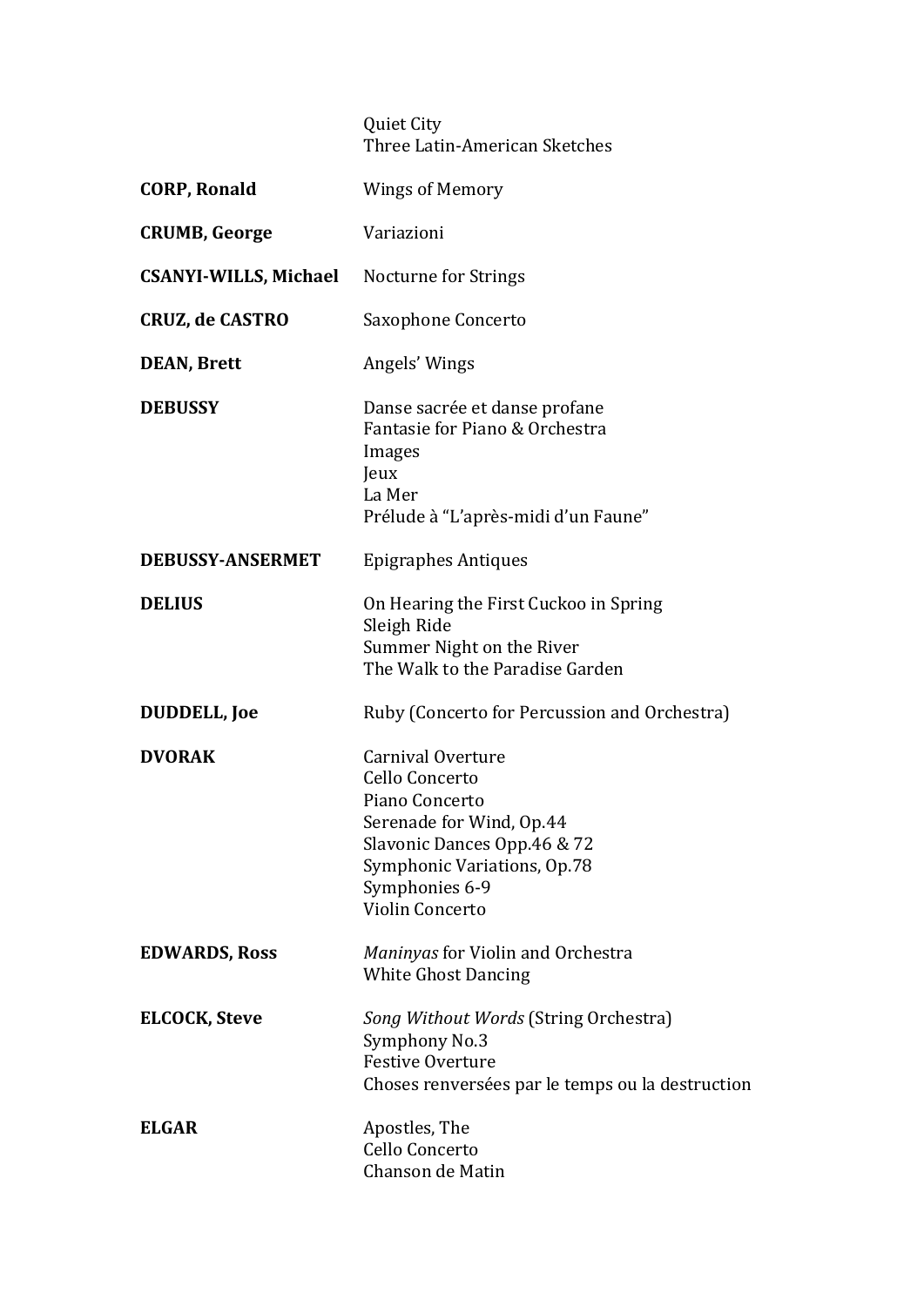| | |
|---|---|
| | Quiet City<br>Three Latin-American Sketches |
| **CORP, Ronald** | Wings of Memory |
| **CRUMB, George** | Variazioni |
| **CSANYI-WILLS, Michael** | Nocturne for Strings |
| **CRUZ, de CASTRO** | Saxophone Concerto |
| **DEAN, Brett** | Angels' Wings |
| **DEBUSSY** | Danse sacrée et danse profane<br>Fantasie for Piano & Orchestra<br>Images<br>Jeux<br>La Mer<br>Prélude à "L'après-midi d'un Faune" |
| **DEBUSSY-ANSERMET** | Epigraphes Antiques |
| **DELIUS** | On Hearing the First Cuckoo in Spring<br>Sleigh Ride<br>Summer Night on the River<br>The Walk to the Paradise Garden |
| **DUDDELL, Joe** | Ruby (Concerto for Percussion and Orchestra) |
| **DVORAK** | Carnival Overture<br>Cello Concerto<br>Piano Concerto<br>Serenade for Wind, Op.44<br>Slavonic Dances Opp.46 & 72<br>Symphonic Variations, Op.78<br>Symphonies 6-9<br>Violin Concerto |
| **EDWARDS, Ross** | *Maninyas* for Violin and Orchestra<br>White Ghost Dancing |
| **ELCOCK, Steve** | *Song Without Words* (String Orchestra)<br>Symphony No.3<br>Festive Overture<br>Choses renversées par le temps ou la destruction |
| **ELGAR** | Apostles, The<br>Cello Concerto<br>Chanson de Matin |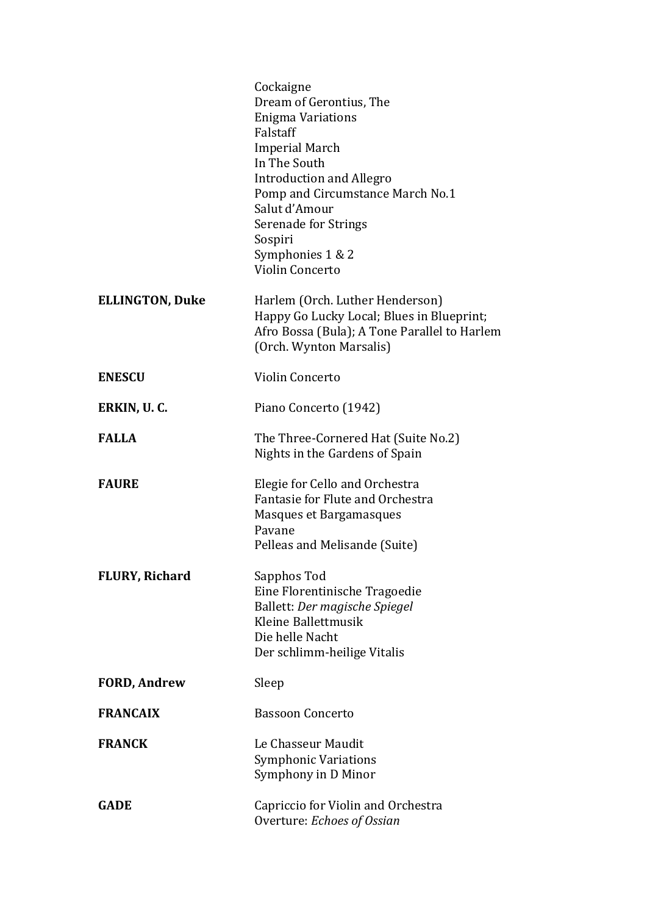| | |
|---|---|
| | Cockaigne<br>Dream of Gerontius, The<br>Enigma Variations<br>Falstaff<br>Imperial March<br>In The South<br>Introduction and Allegro<br>Pomp and Circumstance March No.1<br>Salut d'Amour<br>Serenade for Strings<br>Sospiri<br>Symphonies 1 & 2<br>Violin Concerto |
| **ELLINGTON, Duke** | Harlem (Orch. Luther Henderson)<br>Happy Go Lucky Local; Blues in Blueprint;<br>Afro Bossa (Bula); A Tone Parallel to Harlem<br>(Orch. Wynton Marsalis) |
| **ENESCU** | Violin Concerto |
| **ERKIN, U. C.** | Piano Concerto (1942) |
| **FALLA** | The Three-Cornered Hat (Suite No.2)<br>Nights in the Gardens of Spain |
| **FAURE** | Elegie for Cello and Orchestra<br>Fantasie for Flute and Orchestra<br>Masques et Bargamasques<br>Pavane<br>Pelleas and Melisande (Suite) |
| **FLURY, Richard** | Sapphos Tod<br>Eine Florentinische Tragoedie<br>Ballett: *Der magische Spiegel*<br>Kleine Ballettmusik<br>Die helle Nacht<br>Der schlimm-heilige Vitalis |
| **FORD, Andrew** | Sleep |
| **FRANCAIX** | Bassoon Concerto |
| **FRANCK** | Le Chasseur Maudit<br>Symphonic Variations<br>Symphony in D Minor |
| **GADE** | Capriccio for Violin and Orchestra<br>Overture: *Echoes of Ossian* |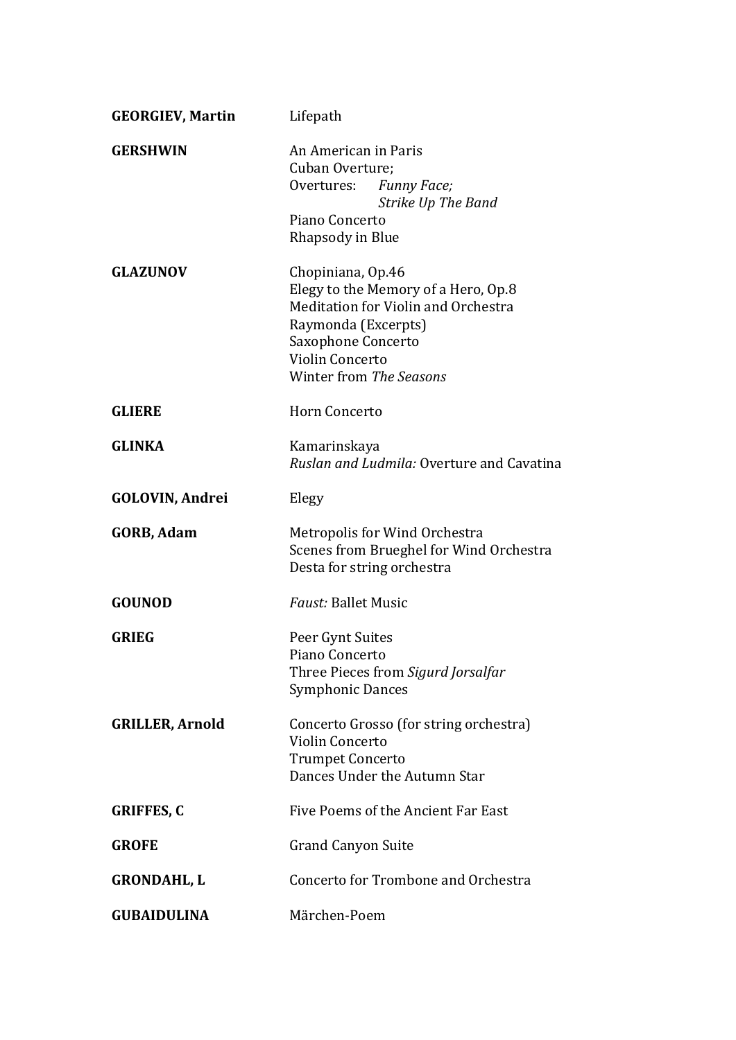**GEORGIEV, Martin** Lifepath

**GERSHWIN**
An American in Paris
Cuban Overture;
Overtures: *Funny Face;*
*Strike Up The Band*
Piano Concerto
Rhapsody in Blue

**GLAZUNOV**
Chopiniana, Op.46
Elegy to the Memory of a Hero, Op.8
Meditation for Violin and Orchestra
Raymonda (Excerpts)
Saxophone Concerto
Violin Concerto
Winter from *The Seasons*

**GLIERE** Horn Concerto

**GLINKA**
Kamarinskaya
*Ruslan and Ludmila:* Overture and Cavatina

**GOLOVIN, Andrei** Elegy

**GORB, Adam**
Metropolis for Wind Orchestra
Scenes from Brueghel for Wind Orchestra
Desta for string orchestra

**GOUNOD** *Faust:* Ballet Music

**GRIEG**
Peer Gynt Suites
Piano Concerto
Three Pieces from *Sigurd Jorsalfar*
Symphonic Dances

**GRILLER, Arnold**
Concerto Grosso (for string orchestra)
Violin Concerto
Trumpet Concerto
Dances Under the Autumn Star

**GRIFFES, C** Five Poems of the Ancient Far East

**GROFE** Grand Canyon Suite

**GRONDAHL, L** Concerto for Trombone and Orchestra

**GUBAIDULINA** Märchen-Poem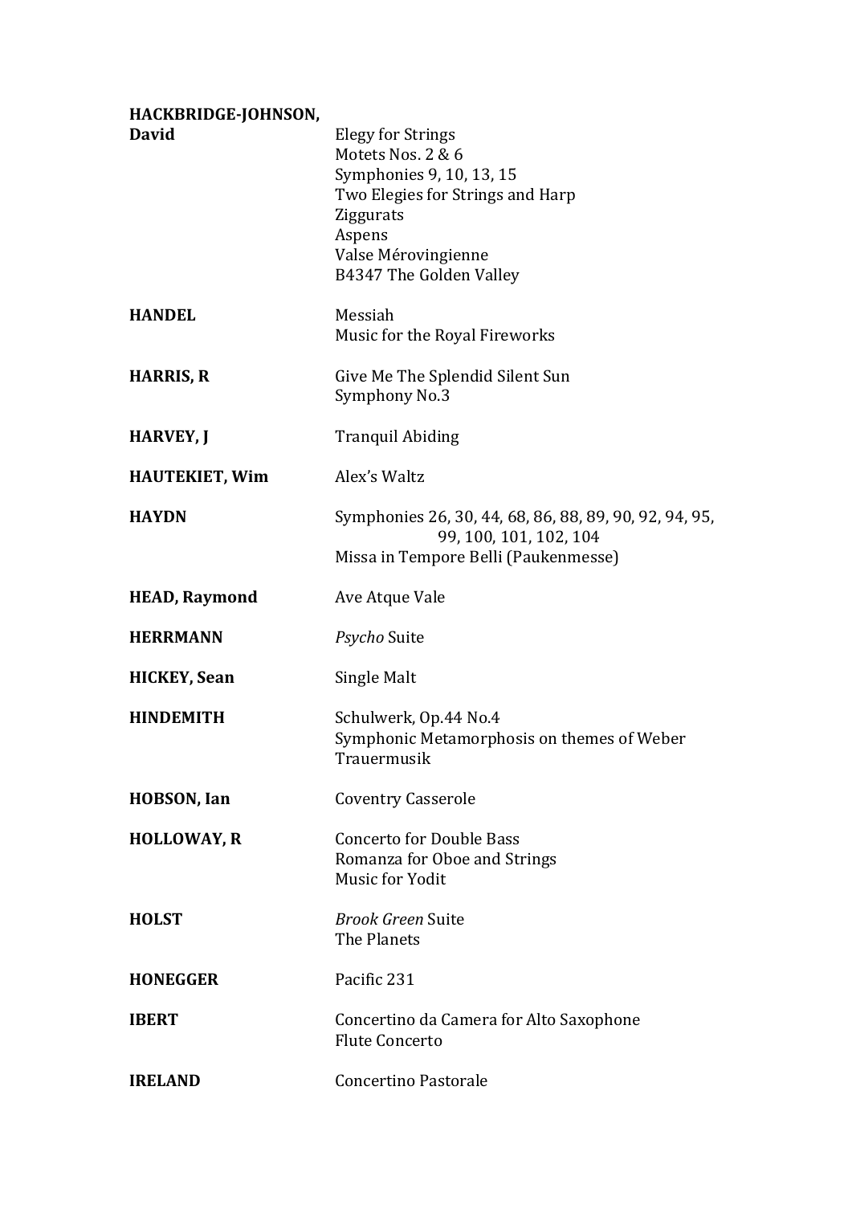| Composer | Works |
|---|---|
| **HACKBRIDGE-JOHNSON, David** | Elegy for Strings<br>Motets Nos. 2 & 6<br>Symphonies 9, 10, 13, 15<br>Two Elegies for Strings and Harp<br>Ziggurats<br>Aspens<br>Valse Mérovingienne<br>B4347 The Golden Valley |
| **HANDEL** | Messiah<br>Music for the Royal Fireworks |
| **HARRIS, R** | Give Me The Splendid Silent Sun<br>Symphony No.3 |
| **HARVEY, J** | Tranquil Abiding |
| **HAUTEKIET, Wim** | Alex's Waltz |
| **HAYDN** | Symphonies 26, 30, 44, 68, 86, 88, 89, 90, 92, 94, 95, 99, 100, 101, 102, 104<br>Missa in Tempore Belli (Paukenmesse) |
| **HEAD, Raymond** | Ave Atque Vale |
| **HERRMANN** | *Psycho* Suite |
| **HICKEY, Sean** | Single Malt |
| **HINDEMITH** | Schulwerk, Op.44 No.4<br>Symphonic Metamorphosis on themes of Weber<br>Trauermusik |
| **HOBSON, Ian** | Coventry Casserole |
| **HOLLOWAY, R** | Concerto for Double Bass<br>Romanza for Oboe and Strings<br>Music for Yodit |
| **HOLST** | *Brook Green* Suite<br>The Planets |
| **HONEGGER** | Pacific 231 |
| **IBERT** | Concertino da Camera for Alto Saxophone<br>Flute Concerto |
| **IRELAND** | Concertino Pastorale |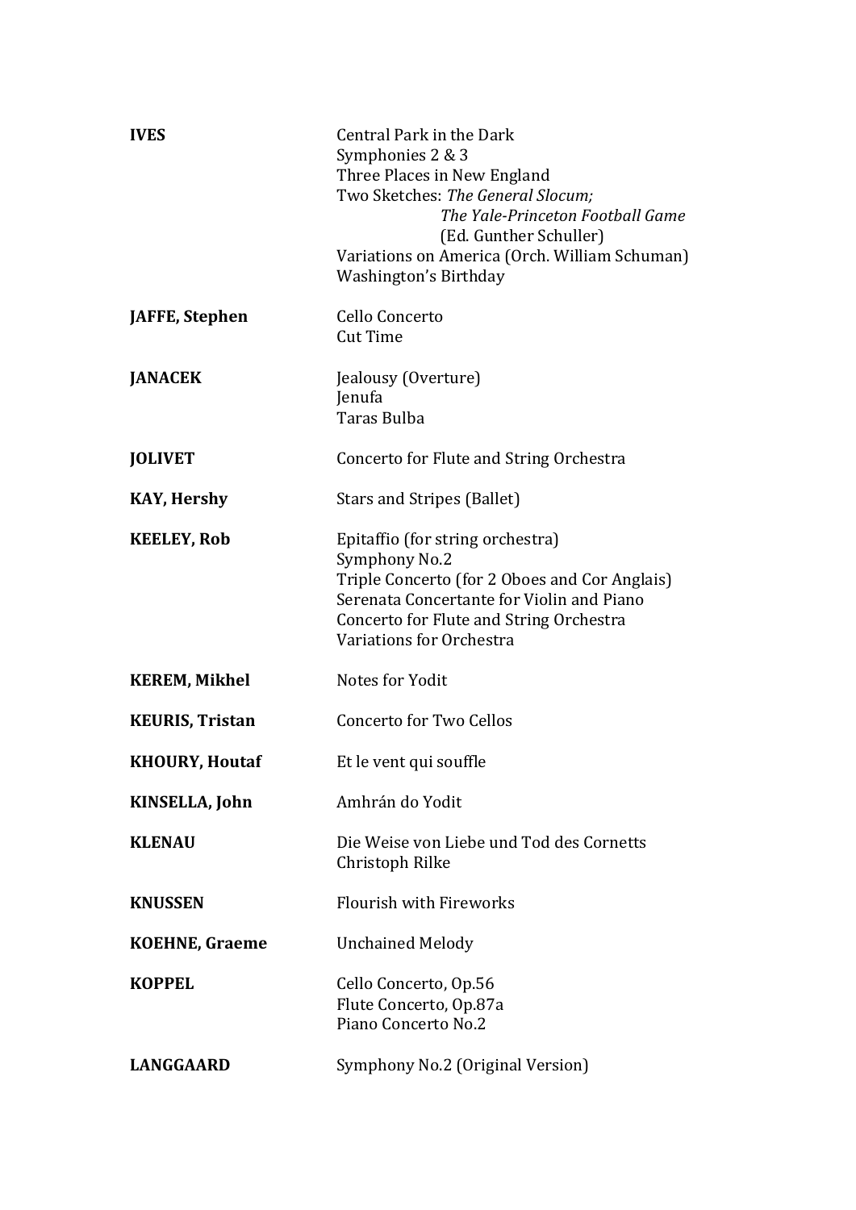| | |
|---|---|
| **IVES** | Central Park in the Dark<br>Symphonies 2 & 3<br>Three Places in New England<br>Two Sketches: *The General Slocum;*<br>*The Yale-Princeton Football Game*<br>(Ed. Gunther Schuller)<br>Variations on America (Orch. William Schuman)<br>Washington's Birthday |
| **JAFFE, Stephen** | Cello Concerto<br>Cut Time |
| **JANACEK** | Jealousy (Overture)<br>Jenufa<br>Taras Bulba |
| **JOLIVET** | Concerto for Flute and String Orchestra |
| **KAY, Hershy** | Stars and Stripes (Ballet) |
| **KEELEY, Rob** | Epitaffio (for string orchestra)<br>Symphony No.2<br>Triple Concerto (for 2 Oboes and Cor Anglais)<br>Serenata Concertante for Violin and Piano<br>Concerto for Flute and String Orchestra<br>Variations for Orchestra |
| **KEREM, Mikhel** | Notes for Yodit |
| **KEURIS, Tristan** | Concerto for Two Cellos |
| **KHOURY, Houtaf** | Et le vent qui souffle |
| **KINSELLA, John** | Amhrán do Yodit |
| **KLENAU** | Die Weise von Liebe und Tod des Cornetts<br>Christoph Rilke |
| **KNUSSEN** | Flourish with Fireworks |
| **KOEHNE, Graeme** | Unchained Melody |
| **KOPPEL** | Cello Concerto, Op.56<br>Flute Concerto, Op.87a<br>Piano Concerto No.2 |
| **LANGGAARD** | Symphony No.2 (Original Version) |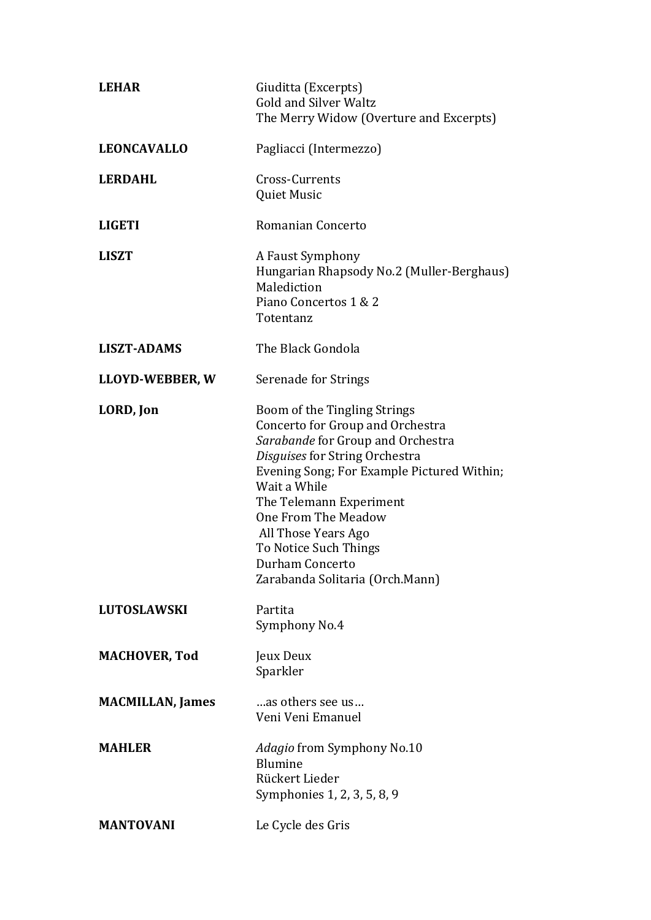| | |
|---|---|
| **LEHAR** | Giuditta (Excerpts)<br>Gold and Silver Waltz<br>The Merry Widow (Overture and Excerpts) |
| **LEONCAVALLO** | Pagliacci (Intermezzo) |
| **LERDAHL** | Cross-Currents<br>Quiet Music |
| **LIGETI** | Romanian Concerto |
| **LISZT** | A Faust Symphony<br>Hungarian Rhapsody No.2 (Muller-Berghaus)<br>Malediction<br>Piano Concertos 1 & 2<br>Totentanz |
| **LISZT-ADAMS** | The Black Gondola |
| **LLOYD-WEBBER, W** | Serenade for Strings |
| **LORD, Jon** | Boom of the Tingling Strings<br>Concerto for Group and Orchestra<br>*Sarabande* for Group and Orchestra<br>*Disguises* for String Orchestra<br>Evening Song; For Example Pictured Within; Wait a While<br>The Telemann Experiment<br>One From The Meadow<br>All Those Years Ago<br>To Notice Such Things<br>Durham Concerto<br>Zarabanda Solitaria (Orch.Mann) |
| **LUTOSLAWSKI** | Partita<br>Symphony No.4 |
| **MACHOVER, Tod** | Jeux Deux<br>Sparkler |
| **MACMILLAN, James** | …as others see us…<br>Veni Veni Emanuel |
| **MAHLER** | *Adagio* from Symphony No.10<br>Blumine<br>Rückert Lieder<br>Symphonies 1, 2, 3, 5, 8, 9 |
| **MANTOVANI** | Le Cycle des Gris |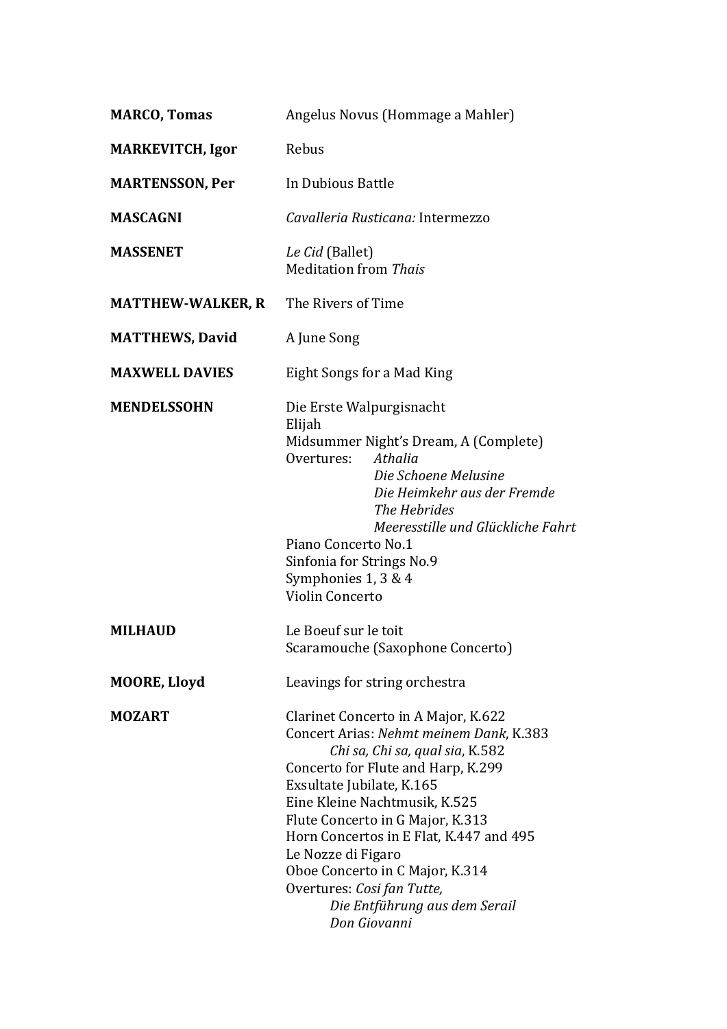**MARCO, Tomas** Angelus Novus (Hommage a Mahler)

**MARKEVITCH, Igor** Rebus

**MARTENSSON, Per** In Dubious Battle

**MASCAGNI** *Cavalleria Rusticana:* Intermezzo

**MASSENET** *Le Cid* (Ballet)
Meditation from *Thais*

**MATTHEW-WALKER, R** The Rivers of Time

**MATTHEWS, David** A June Song

**MAXWELL DAVIES** Eight Songs for a Mad King

**MENDELSSOHN** Die Erste Walpurgisnacht
Elijah
Midsummer Night's Dream, A (Complete)
Overtures: *Athalia*
*Die Schoene Melusine*
*Die Heimkehr aus der Fremde*
*The Hebrides*
*Meeresstille und Glückliche Fahrt*
Piano Concerto No.1
Sinfonia for Strings No.9
Symphonies 1, 3 & 4
Violin Concerto

**MILHAUD** Le Boeuf sur le toit
Scaramouche (Saxophone Concerto)

**MOORE, Lloyd** Leavings for string orchestra

**MOZART** Clarinet Concerto in A Major, K.622
Concert Arias: *Nehmt meinem Dank*, K.383
*Chi sa, Chi sa, qual sia*, K.582
Concerto for Flute and Harp, K.299
Exsultate Jubilate, K.165
Eine Kleine Nachtmusik, K.525
Flute Concerto in G Major, K.313
Horn Concertos in E Flat, K.447 and 495
Le Nozze di Figaro
Oboe Concerto in C Major, K.314
Overtures: *Cosi fan Tutte,*
*Die Entführung aus dem Serail*
*Don Giovanni*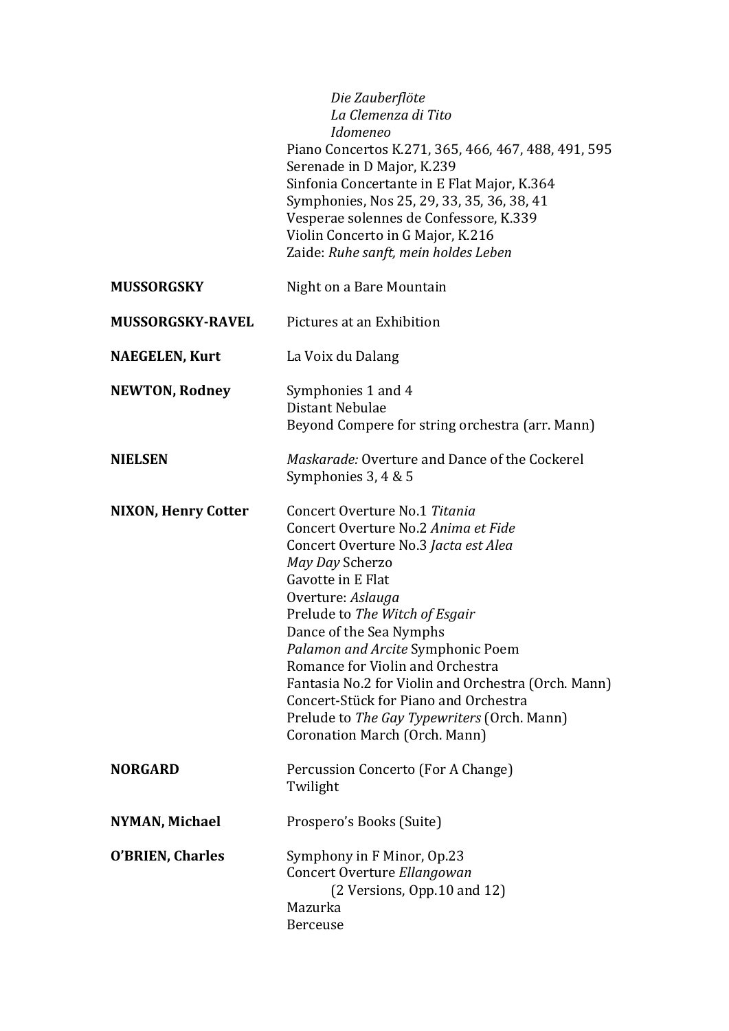*Die Zauberflöte*
*La Clemenza di Tito*
*Idomeneo*
Piano Concertos K.271, 365, 466, 467, 488, 491, 595
Serenade in D Major, K.239
Sinfonia Concertante in E Flat Major, K.364
Symphonies, Nos 25, 29, 33, 35, 36, 38, 41
Vesperae solennes de Confessore, K.339
Violin Concerto in G Major, K.216
Zaide: *Ruhe sanft, mein holdes Leben*

**MUSSORGSKY** — Night on a Bare Mountain

**MUSSORGSKY-RAVEL** — Pictures at an Exhibition

**NAEGELEN, Kurt** — La Voix du Dalang

**NEWTON, Rodney**
Symphonies 1 and 4
Distant Nebulae
Beyond Compere for string orchestra (arr. Mann)

**NIELSEN**
*Maskarade:* Overture and Dance of the Cockerel
Symphonies 3, 4 & 5

**NIXON, Henry Cotter**
Concert Overture No.1 *Titania*
Concert Overture No.2 *Anima et Fide*
Concert Overture No.3 *Jacta est Alea*
*May Day* Scherzo
Gavotte in E Flat
Overture: *Aslauga*
Prelude to *The Witch of Esgair*
Dance of the Sea Nymphs
*Palamon and Arcite* Symphonic Poem
Romance for Violin and Orchestra
Fantasia No.2 for Violin and Orchestra (Orch. Mann)
Concert-Stück for Piano and Orchestra
Prelude to *The Gay Typewriters* (Orch. Mann)
Coronation March (Orch. Mann)

**NORGARD**
Percussion Concerto (For A Change)
Twilight

**NYMAN, Michael** — Prospero's Books (Suite)

**O'BRIEN, Charles**
Symphony in F Minor, Op.23
Concert Overture *Ellangowan*
(2 Versions, Opp.10 and 12)
Mazurka
Berceuse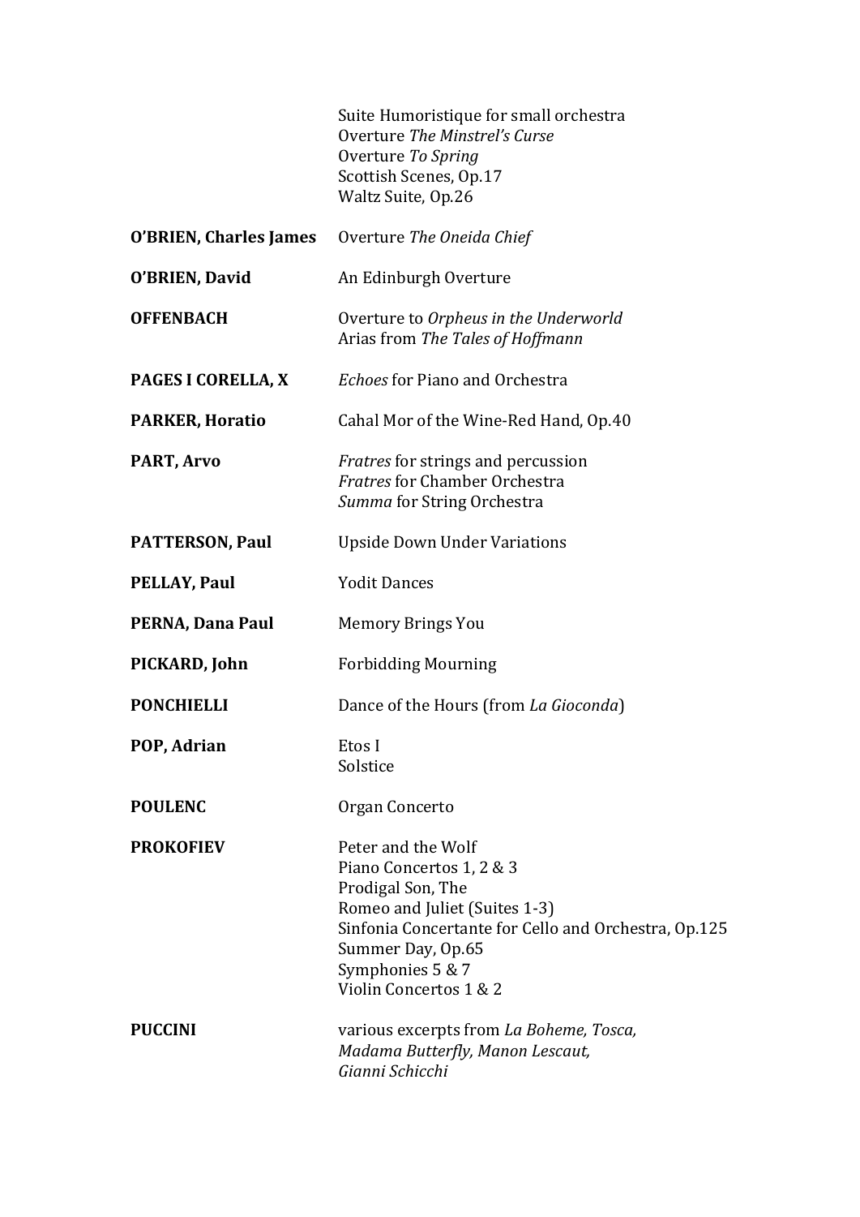| | |
|---|---|
| | Suite Humoristique for small orchestra<br>Overture *The Minstrel's Curse*<br>Overture *To Spring*<br>Scottish Scenes, Op.17<br>Waltz Suite, Op.26 |
| **O'BRIEN, Charles James** | Overture *The Oneida Chief* |
| **O'BRIEN, David** | An Edinburgh Overture |
| **OFFENBACH** | Overture to *Orpheus in the Underworld*<br>Arias from *The Tales of Hoffmann* |
| **PAGES I CORELLA, X** | *Echoes* for Piano and Orchestra |
| **PARKER, Horatio** | Cahal Mor of the Wine-Red Hand, Op.40 |
| **PART, Arvo** | *Fratres* for strings and percussion<br>*Fratres* for Chamber Orchestra<br>*Summa* for String Orchestra |
| **PATTERSON, Paul** | Upside Down Under Variations |
| **PELLAY, Paul** | Yodit Dances |
| **PERNA, Dana Paul** | Memory Brings You |
| **PICKARD, John** | Forbidding Mourning |
| **PONCHIELLI** | Dance of the Hours (from *La Gioconda*) |
| **POP, Adrian** | Etos I<br>Solstice |
| **POULENC** | Organ Concerto |
| **PROKOFIEV** | Peter and the Wolf<br>Piano Concertos 1, 2 & 3<br>Prodigal Son, The<br>Romeo and Juliet (Suites 1-3)<br>Sinfonia Concertante for Cello and Orchestra, Op.125<br>Summer Day, Op.65<br>Symphonies 5 & 7<br>Violin Concertos 1 & 2 |
| **PUCCINI** | various excerpts from *La Boheme, Tosca, Madama Butterfly, Manon Lescaut, Gianni Schicchi* |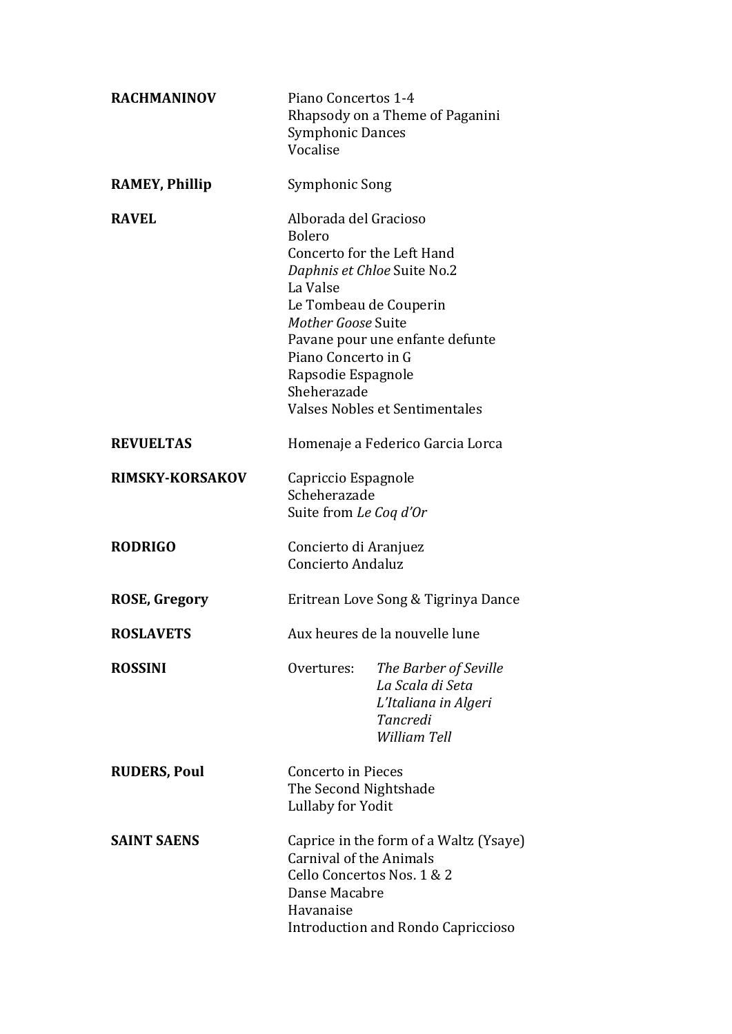**RACHMANINOV**
Piano Concertos 1-4
Rhapsody on a Theme of Paganini
Symphonic Dances
Vocalise

**RAMEY, Phillip**
Symphonic Song

**RAVEL**
Alborada del Gracioso
Bolero
Concerto for the Left Hand
*Daphnis et Chloe* Suite No.2
La Valse
Le Tombeau de Couperin
*Mother Goose* Suite
Pavane pour une enfante defunte
Piano Concerto in G
Rapsodie Espagnole
Sheherazade
Valses Nobles et Sentimentales

**REVUELTAS**
Homenaje a Federico Garcia Lorca

**RIMSKY-KORSAKOV**
Capriccio Espagnole
Scheherazade
Suite from *Le Coq d'Or*

**RODRIGO**
Concierto di Aranjuez
Concierto Andaluz

**ROSE, Gregory**
Eritrean Love Song & Tigrinya Dance

**ROSLAVETS**
Aux heures de la nouvelle lune

**ROSSINI**
Overtures:
*The Barber of Seville*
*La Scala di Seta*
*L'Italiana in Algeri*
*Tancredi*
*William Tell*

**RUDERS, Poul**
Concerto in Pieces
The Second Nightshade
Lullaby for Yodit

**SAINT SAENS**
Caprice in the form of a Waltz (Ysaye)
Carnival of the Animals
Cello Concertos Nos. 1 & 2
Danse Macabre
Havanaise
Introduction and Rondo Capriccioso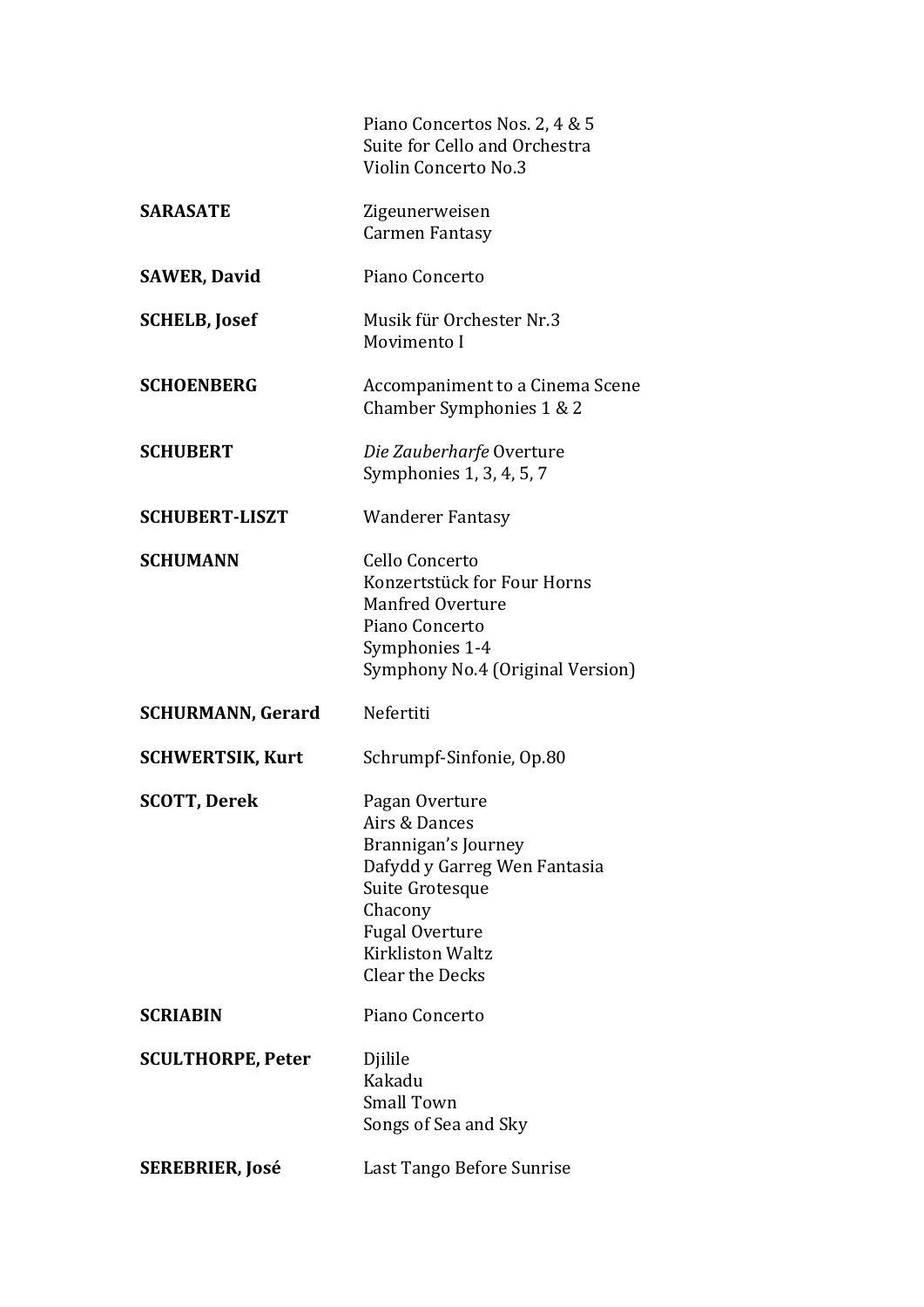| | |
|---|---|
| | Piano Concertos Nos. 2, 4 & 5<br>Suite for Cello and Orchestra<br>Violin Concerto No.3 |
| **SARASATE** | Zigeunerweisen<br>Carmen Fantasy |
| **SAWER, David** | Piano Concerto |
| **SCHELB, Josef** | Musik für Orchester Nr.3<br>Movimento I |
| **SCHOENBERG** | Accompaniment to a Cinema Scene<br>Chamber Symphonies 1 & 2 |
| **SCHUBERT** | *Die Zauberharfe* Overture<br>Symphonies 1, 3, 4, 5, 7 |
| **SCHUBERT-LISZT** | Wanderer Fantasy |
| **SCHUMANN** | Cello Concerto<br>Konzertstück for Four Horns<br>Manfred Overture<br>Piano Concerto<br>Symphonies 1-4<br>Symphony No.4 (Original Version) |
| **SCHURMANN, Gerard** | Nefertiti |
| **SCHWERTSIK, Kurt** | Schrumpf-Sinfonie, Op.80 |
| **SCOTT, Derek** | Pagan Overture<br>Airs & Dances<br>Brannigan's Journey<br>Dafydd y Garreg Wen Fantasia<br>Suite Grotesque<br>Chacony<br>Fugal Overture<br>Kirkliston Waltz<br>Clear the Decks |
| **SCRIABIN** | Piano Concerto |
| **SCULTHORPE, Peter** | Djilile<br>Kakadu<br>Small Town<br>Songs of Sea and Sky |
| **SEREBRIER, José** | Last Tango Before Sunrise |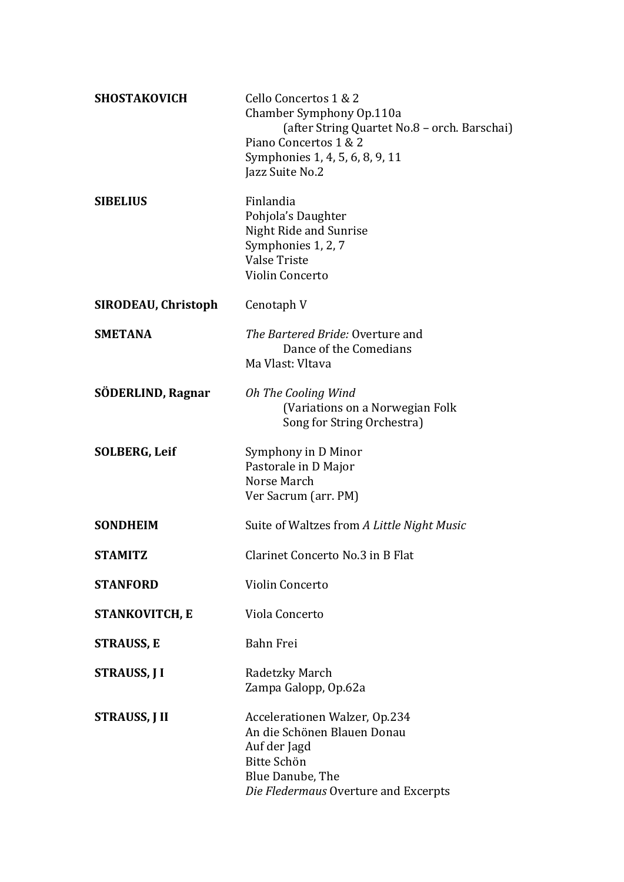| | |
|---|---|
| **SHOSTAKOVICH** | Cello Concertos 1 & 2<br>Chamber Symphony Op.110a<br>(after String Quartet No.8 – orch. Barschai)<br>Piano Concertos 1 & 2<br>Symphonies 1, 4, 5, 6, 8, 9, 11<br>Jazz Suite No.2 |
| **SIBELIUS** | Finlandia<br>Pohjola's Daughter<br>Night Ride and Sunrise<br>Symphonies 1, 2, 7<br>Valse Triste<br>Violin Concerto |
| **SIRODEAU, Christoph** | Cenotaph V |
| **SMETANA** | *The Bartered Bride:* Overture and Dance of the Comedians<br>Ma Vlast: Vltava |
| **SÖDERLIND, Ragnar** | *Oh The Cooling Wind*<br>(Variations on a Norwegian Folk Song for String Orchestra) |
| **SOLBERG, Leif** | Symphony in D Minor<br>Pastorale in D Major<br>Norse March<br>Ver Sacrum (arr. PM) |
| **SONDHEIM** | Suite of Waltzes from *A Little Night Music* |
| **STAMITZ** | Clarinet Concerto No.3 in B Flat |
| **STANFORD** | Violin Concerto |
| **STANKOVITCH, E** | Viola Concerto |
| **STRAUSS, E** | Bahn Frei |
| **STRAUSS, J I** | Radetzky March<br>Zampa Galopp, Op.62a |
| **STRAUSS, J II** | Accelerationen Walzer, Op.234<br>An die Schönen Blauen Donau<br>Auf der Jagd<br>Bitte Schön<br>Blue Danube, The<br>*Die Fledermaus* Overture and Excerpts |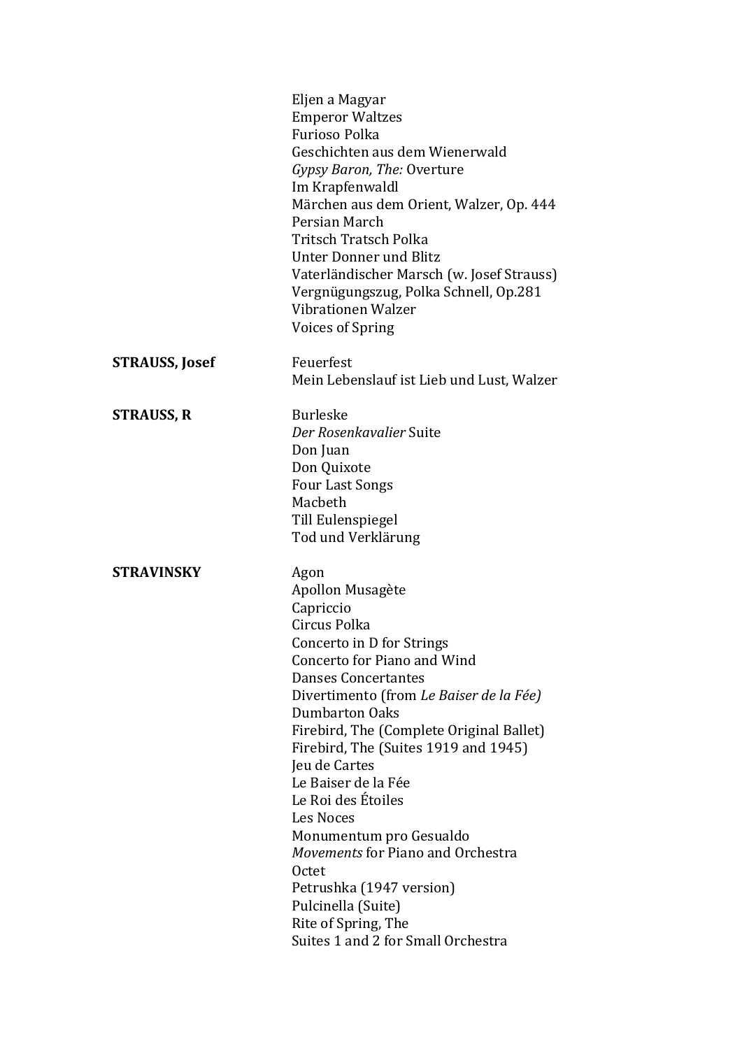Eljen a Magyar
Emperor Waltzes
Furioso Polka
Geschichten aus dem Wienerwald
*Gypsy Baron, The:* Overture
Im Krapfenwaldl
Märchen aus dem Orient, Walzer, Op. 444
Persian March
Tritsch Tratsch Polka
Unter Donner und Blitz
Vaterländischer Marsch (w. Josef Strauss)
Vergnügungszug, Polka Schnell, Op.281
Vibrationen Walzer
Voices of Spring

**STRAUSS, Josef**

Feuerfest
Mein Lebenslauf ist Lieb und Lust, Walzer

**STRAUSS, R**

Burleske
*Der Rosenkavalier* Suite
Don Juan
Don Quixote
Four Last Songs
Macbeth
Till Eulenspiegel
Tod und Verklärung

**STRAVINSKY**

Agon
Apollon Musagète
Capriccio
Circus Polka
Concerto in D for Strings
Concerto for Piano and Wind
Danses Concertantes
Divertimento (from *Le Baiser de la Fée)*
Dumbarton Oaks
Firebird, The (Complete Original Ballet)
Firebird, The (Suites 1919 and 1945)
Jeu de Cartes
Le Baiser de la Fée
Le Roi des Étoiles
Les Noces
Monumentum pro Gesualdo
*Movements* for Piano and Orchestra
Octet
Petrushka (1947 version)
Pulcinella (Suite)
Rite of Spring, The
Suites 1 and 2 for Small Orchestra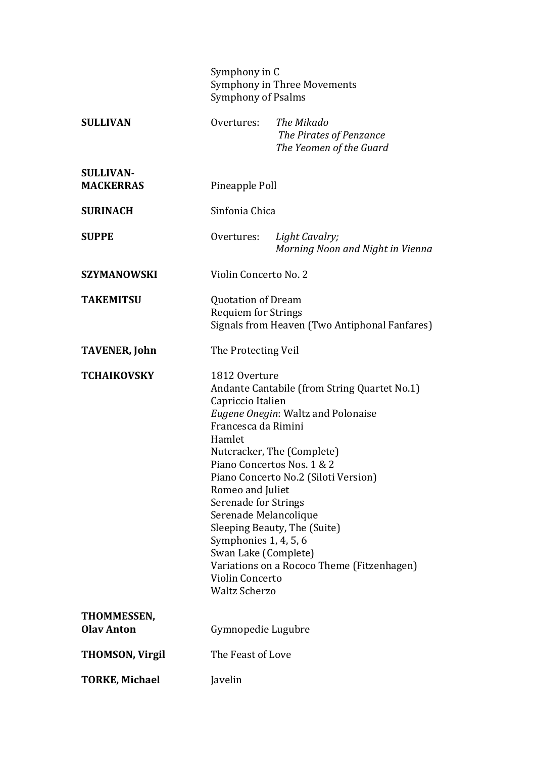| | | |
|---|---|---|
| | Symphony in C<br>Symphony in Three Movements<br>Symphony of Psalms | |
| **SULLIVAN** | Overtures: | *The Mikado*<br>*The Pirates of Penzance*<br>*The Yeomen of the Guard* |
| **SULLIVAN-MACKERRAS** | Pineapple Poll | |
| **SURINACH** | Sinfonia Chica | |
| **SUPPE** | Overtures: | *Light Cavalry;*<br>*Morning Noon and Night in Vienna* |
| **SZYMANOWSKI** | Violin Concerto No. 2 | |
| **TAKEMITSU** | Quotation of Dream<br>Requiem for Strings<br>Signals from Heaven (Two Antiphonal Fanfares) | |
| **TAVENER, John** | The Protecting Veil | |
| **TCHAIKOVSKY** | 1812 Overture<br>Andante Cantabile (from String Quartet No.1)<br>Capriccio Italien<br>*Eugene Onegin*: Waltz and Polonaise<br>Francesca da Rimini<br>Hamlet<br>Nutcracker, The (Complete)<br>Piano Concertos Nos. 1 & 2<br>Piano Concerto No.2 (Siloti Version)<br>Romeo and Juliet<br>Serenade for Strings<br>Serenade Melancolique<br>Sleeping Beauty, The (Suite)<br>Symphonies 1, 4, 5, 6<br>Swan Lake (Complete)<br>Variations on a Rococo Theme (Fitzenhagen)<br>Violin Concerto<br>Waltz Scherzo | |
| **THOMMESSEN, Olav Anton** | Gymnopedie Lugubre | |
| **THOMSON, Virgil** | The Feast of Love | |
| **TORKE, Michael** | Javelin | |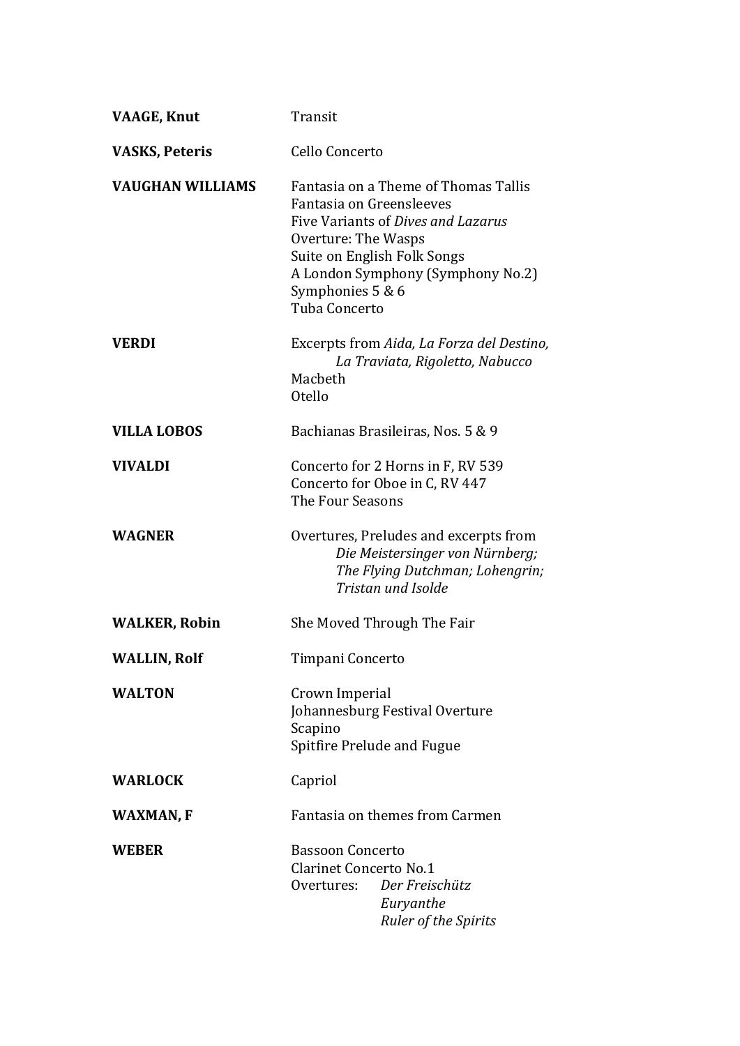**VAAGE, Knut** Transit

**VASKS, Peteris** Cello Concerto

**VAUGHAN WILLIAMS**
Fantasia on a Theme of Thomas Tallis
Fantasia on Greensleeves
Five Variants of *Dives and Lazarus*
Overture: The Wasps
Suite on English Folk Songs
A London Symphony (Symphony No.2)
Symphonies 5 & 6
Tuba Concerto

**VERDI**
Excerpts from *Aida, La Forza del Destino, La Traviata, Rigoletto, Nabucco*
Macbeth
Otello

**VILLA LOBOS** Bachianas Brasileiras, Nos. 5 & 9

**VIVALDI**
Concerto for 2 Horns in F, RV 539
Concerto for Oboe in C, RV 447
The Four Seasons

**WAGNER**
Overtures, Preludes and excerpts from
*Die Meistersinger von Nürnberg; The Flying Dutchman; Lohengrin; Tristan und Isolde*

**WALKER, Robin** She Moved Through The Fair

**WALLIN, Rolf** Timpani Concerto

**WALTON**
Crown Imperial
Johannesburg Festival Overture
Scapino
Spitfire Prelude and Fugue

**WARLOCK** Capriol

**WAXMAN, F** Fantasia on themes from Carmen

**WEBER**
Bassoon Concerto
Clarinet Concerto No.1
Overtures: *Der Freischütz*
*Euryanthe*
*Ruler of the Spirits*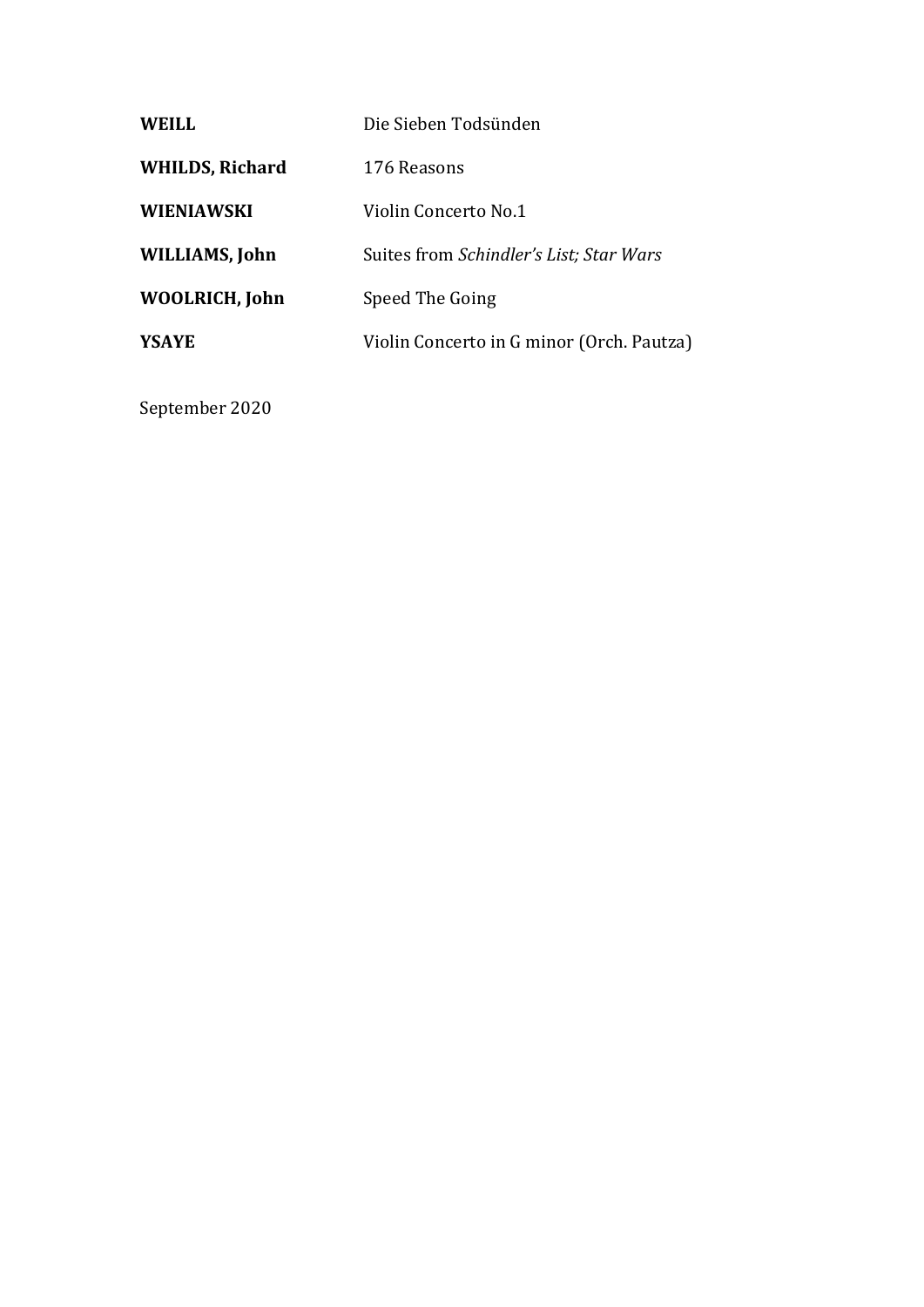| | |
|---|---|
| **WEILL** | Die Sieben Todsünden |
| **WHILDS, Richard** | 176 Reasons |
| **WIENIAWSKI** | Violin Concerto No.1 |
| **WILLIAMS, John** | Suites from *Schindler's List; Star Wars* |
| **WOOLRICH, John** | Speed The Going |
| **YSAYE** | Violin Concerto in G minor (Orch. Pautza) |

September 2020